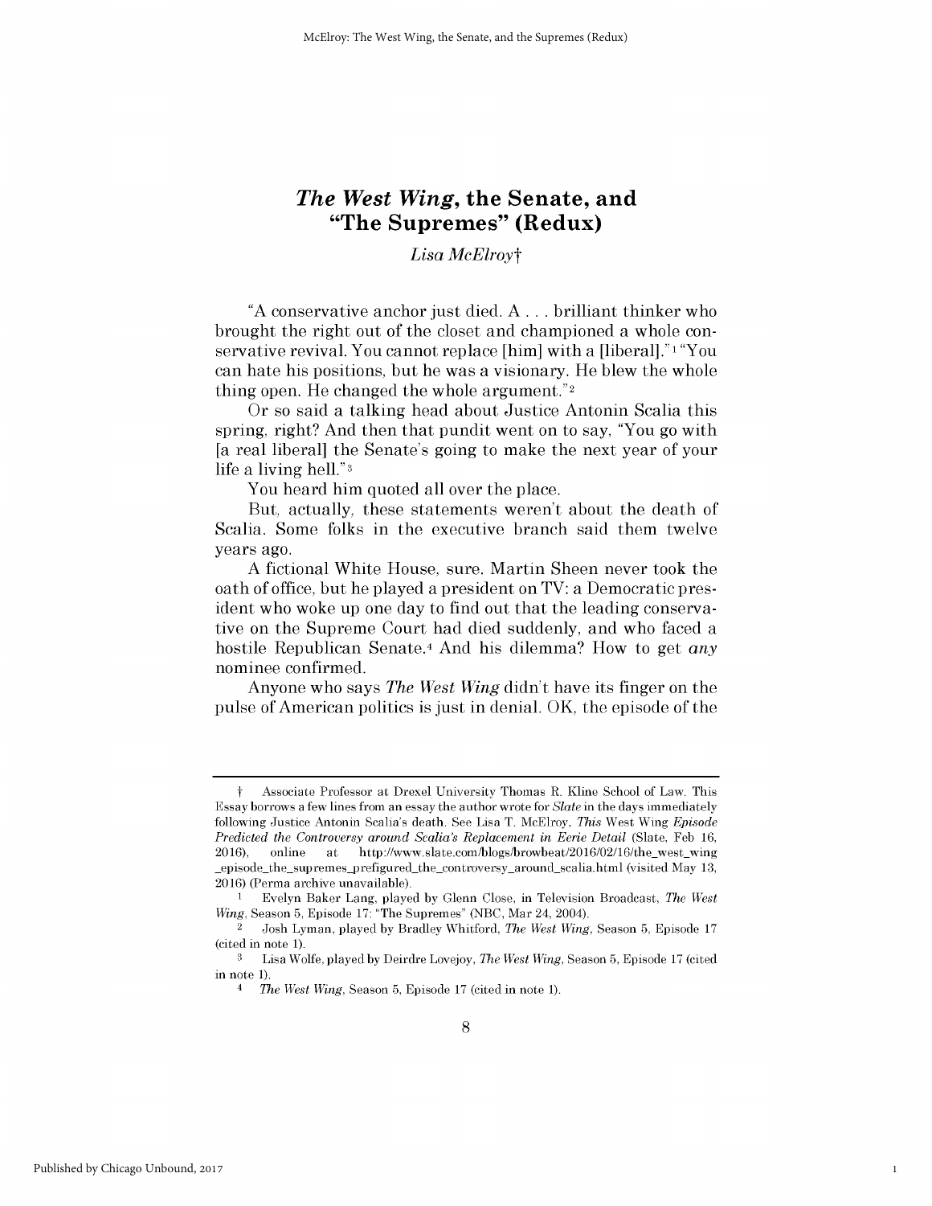# *The West Wing*, the Senate, and "The Supremes" (Redux)

*Lisa McElroy*†

"A conservative anchor just died. A . . . brilliant thinker who brought the right out of the closet and championed a whole conservative revival. You cannot replace [him] with a [liberal]."[1] "You can hate his positions, but he was a visionary. He blew the whole thing open. He changed the whole argument."[2]

Or so said a talking head about Justice Antonin Scalia this spring, right? And then that pundit went on to say, "You go with [a real liberal] the Senate's going to make the next year of your life a living hell."[3]

You heard him quoted all over the place.

But, actually, these statements weren't about the death of Scalia. Some folks in the executive branch said them twelve years ago.

A fictional White House, sure. Martin Sheen never took the oath of office, but he played a president on TV: a Democratic president who woke up one day to find out that the leading conservative on the Supreme Court had died suddenly, and who faced a hostile Republican Senate.[4] And his dilemma? How to get *any* nominee confirmed.

Anyone who says *The West Wing* didn't have its finger on the pulse of American politics is just in denial. OK, the episode of the

---

† Associate Professor at Drexel University Thomas R. Kline School of Law. This Essay borrows a few lines from an essay the author wrote for *Slate* in the days immediately following Justice Antonin Scalia's death. See Lisa T. McElroy, *This* West Wing *Episode Predicted the Controversy around Scalia's Replacement in Eerie Detail* (Slate, Feb 16, 2016), online at http://www.slate.com/blogs/browbeat/2016/02/16/the_west_wing_episode_the_supremes_prefigured_the_controversy_around_scalia.html (visited May 13, 2016) (Perma archive unavailable).

1 Evelyn Baker Lang, played by Glenn Close, in Television Broadcast, *The West Wing*, Season 5, Episode 17: "The Supremes" (NBC, Mar 24, 2004).

2 Josh Lyman, played by Bradley Whitford, *The West Wing*, Season 5, Episode 17 (cited in note 1).

3 Lisa Wolfe, played by Deirdre Lovejoy, *The West Wing*, Season 5, Episode 17 (cited in note 1).

4 *The West Wing*, Season 5, Episode 17 (cited in note 1).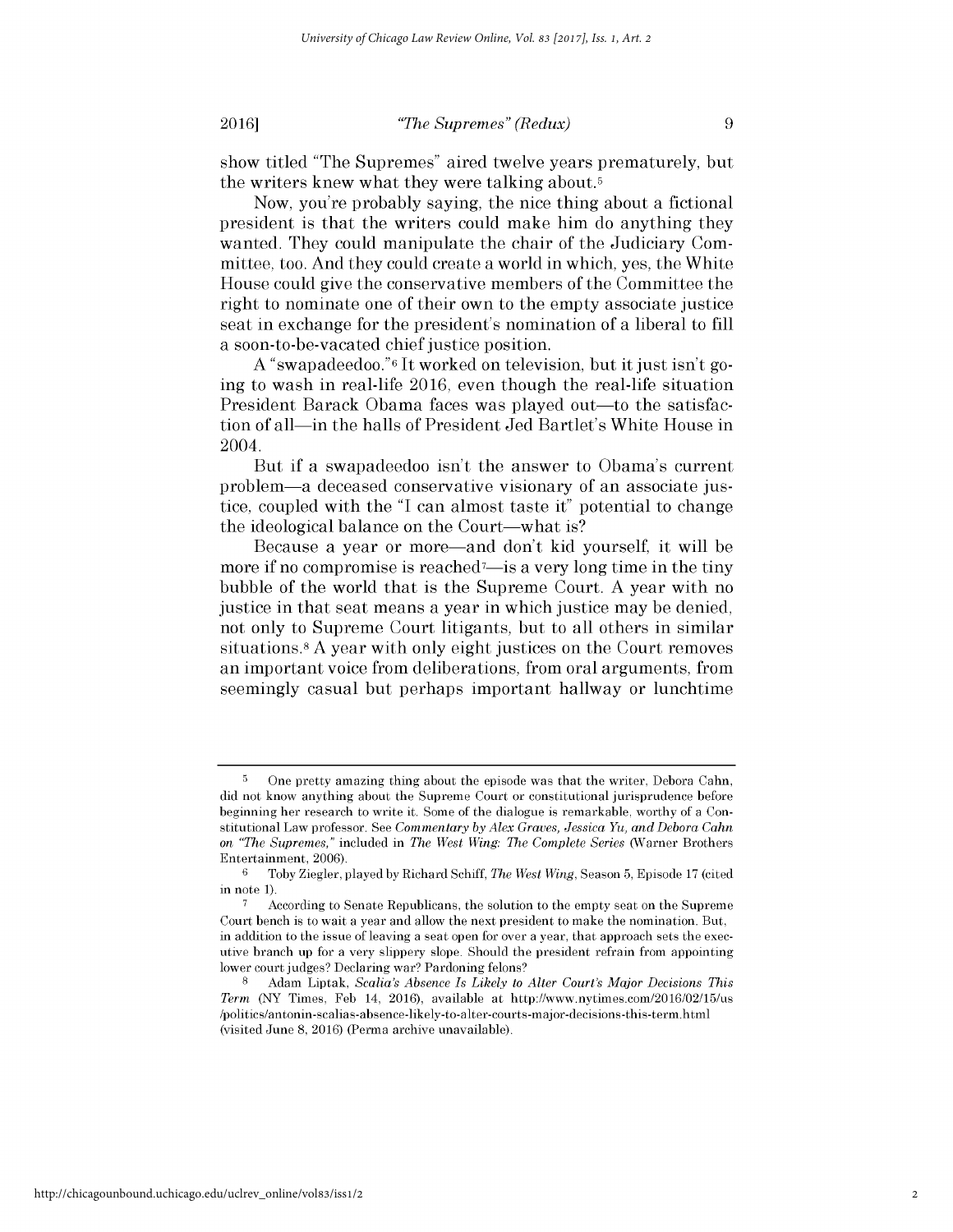show titled "The Supremes" aired twelve years prematurely, but the writers knew what they were talking about.[5]

Now, you're probably saying, the nice thing about a fictional president is that the writers could make him do anything they wanted. They could manipulate the chair of the Judiciary Committee, too. And they could create a world in which, yes, the White House could give the conservative members of the Committee the right to nominate one of their own to the empty associate justice seat in exchange for the president's nomination of a liberal to fill a soon-to-be-vacated chief justice position.

A "swapadeedoo."[6] It worked on television, but it just isn't going to wash in real-life 2016, even though the real-life situation President Barack Obama faces was played out—to the satisfaction of all—in the halls of President Jed Bartlet's White House in 2004.

But if a swapadeedoo isn't the answer to Obama's current problem—a deceased conservative visionary of an associate justice, coupled with the "I can almost taste it" potential to change the ideological balance on the Court—what is?

Because a year or more—and don't kid yourself, it will be more if no compromise is reached[7]—is a very long time in the tiny bubble of the world that is the Supreme Court. A year with no justice in that seat means a year in which justice may be denied, not only to Supreme Court litigants, but to all others in similar situations.[8] A year with only eight justices on the Court removes an important voice from deliberations, from oral arguments, from seemingly casual but perhaps important hallway or lunchtime

---

[5] One pretty amazing thing about the episode was that the writer, Debora Cahn, did not know anything about the Supreme Court or constitutional jurisprudence before beginning her research to write it. Some of the dialogue is remarkable, worthy of a Constitutional Law professor. See *Commentary by Alex Graves, Jessica Yu, and Debora Cahn on "The Supremes,"* included in *The West Wing: The Complete Series* (Warner Brothers Entertainment, 2006).

[6] Toby Ziegler, played by Richard Schiff, *The West Wing*, Season 5, Episode 17 (cited in note 1).

[7] According to Senate Republicans, the solution to the empty seat on the Supreme Court bench is to wait a year and allow the next president to make the nomination. But, in addition to the issue of leaving a seat open for over a year, that approach sets the executive branch up for a very slippery slope. Should the president refrain from appointing lower court judges? Declaring war? Pardoning felons?

[8] Adam Liptak, *Scalia's Absence Is Likely to Alter Court's Major Decisions This Term* (NY Times, Feb 14, 2016), available at http://www.nytimes.com/2016/02/15/us/politics/antonin-scalias-absence-likely-to-alter-courts-major-decisions-this-term.html (visited June 8, 2016) (Perma archive unavailable).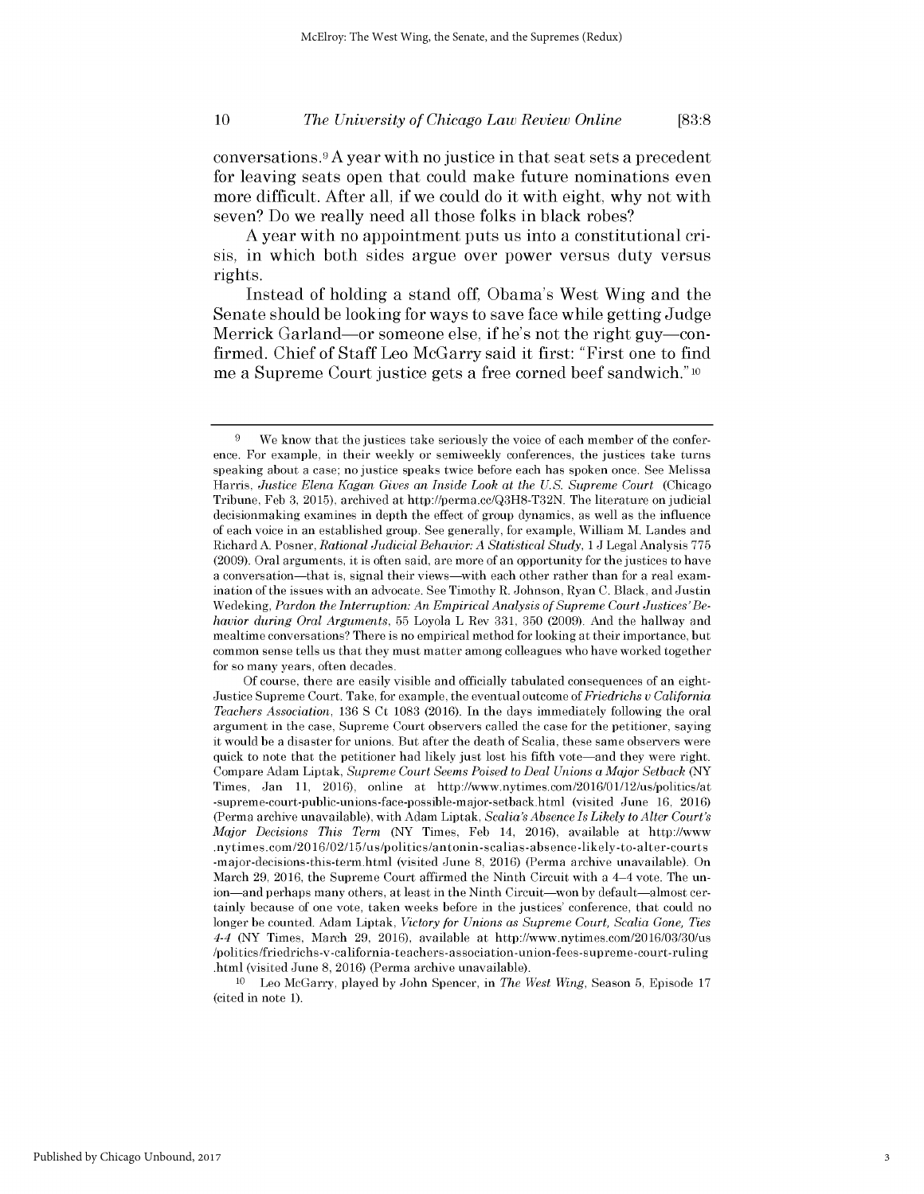conversations.[9] A year with no justice in that seat sets a precedent for leaving seats open that could make future nominations even more difficult. After all, if we could do it with eight, why not with seven? Do we really need all those folks in black robes?

A year with no appointment puts us into a constitutional crisis, in which both sides argue over power versus duty versus rights.

Instead of holding a stand off, Obama's West Wing and the Senate should be looking for ways to save face while getting Judge Merrick Garland—or someone else, if he's not the right guy—confirmed. Chief of Staff Leo McGarry said it first: "First one to find me a Supreme Court justice gets a free corned beef sandwich."[10]

---

[9] We know that the justices take seriously the voice of each member of the conference. For example, in their weekly or semiweekly conferences, the justices take turns speaking about a case; no justice speaks twice before each has spoken once. See Melissa Harris, *Justice Elena Kagan Gives an Inside Look at the U.S. Supreme Court* (Chicago Tribune, Feb 3, 2015), archived at http://perma.cc/Q3H8-T32N. The literature on judicial decisionmaking examines in depth the effect of group dynamics, as well as the influence of each voice in an established group. See generally, for example, William M. Landes and Richard A. Posner, *Rational Judicial Behavior: A Statistical Study*, 1 J Legal Analysis 775 (2009). Oral arguments, it is often said, are more of an opportunity for the justices to have a conversation—that is, signal their views—with each other rather than for a real examination of the issues with an advocate. See Timothy R. Johnson, Ryan C. Black, and Justin Wedeking, *Pardon the Interruption: An Empirical Analysis of Supreme Court Justices' Behavior during Oral Arguments*, 55 Loyola L Rev 331, 350 (2009). And the hallway and mealtime conversations? There is no empirical method for looking at their importance, but common sense tells us that they must matter among colleagues who have worked together for so many years, often decades.

Of course, there are easily visible and officially tabulated consequences of an eight-Justice Supreme Court. Take, for example, the eventual outcome of *Friedrichs v California Teachers Association*, 136 S Ct 1083 (2016). In the days immediately following the oral argument in the case, Supreme Court observers called the case for the petitioner, saying it would be a disaster for unions. But after the death of Scalia, these same observers were quick to note that the petitioner had likely just lost his fifth vote—and they were right. Compare Adam Liptak, *Supreme Court Seems Poised to Deal Unions a Major Setback* (NY Times, Jan 11, 2016), online at http://www.nytimes.com/2016/01/12/us/politics/at-supreme-court-public-unions-face-possible-major-setback.html (visited June 16, 2016) (Perma archive unavailable), with Adam Liptak, *Scalia's Absence Is Likely to Alter Court's Major Decisions This Term* (NY Times, Feb 14, 2016), available at http://www.nytimes.com/2016/02/15/us/politics/antonin-scalias-absence-likely-to-alter-courts-major-decisions-this-term.html (visited June 8, 2016) (Perma archive unavailable). On March 29, 2016, the Supreme Court affirmed the Ninth Circuit with a 4–4 vote. The union—and perhaps many others, at least in the Ninth Circuit—won by default—almost certainly because of one vote, taken weeks before in the justices' conference, that could no longer be counted. Adam Liptak, *Victory for Unions as Supreme Court, Scalia Gone, Ties 4-4* (NY Times, March 29, 2016), available at http://www.nytimes.com/2016/03/30/us/politics/friedrichs-v-california-teachers-association-union-fees-supreme-court-ruling.html (visited June 8, 2016) (Perma archive unavailable).

[10] Leo McGarry, played by John Spencer, in *The West Wing*, Season 5, Episode 17 (cited in note 1).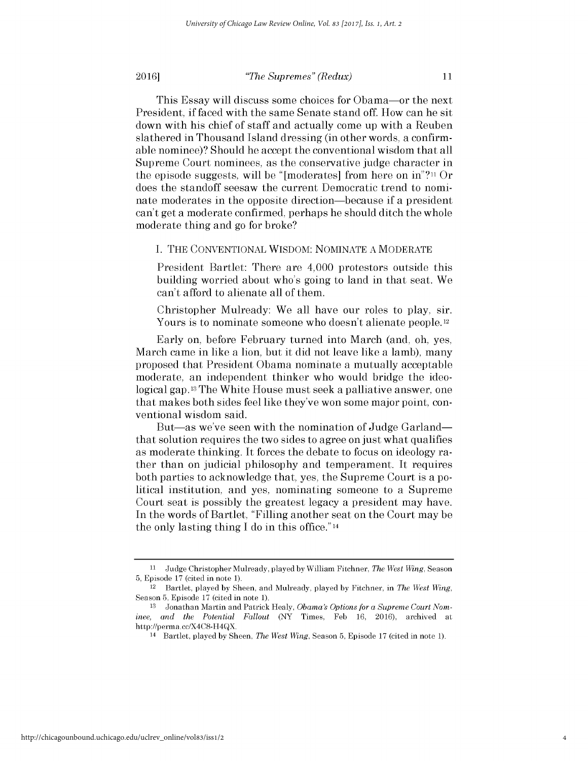This Essay will discuss some choices for Obama—or the next President, if faced with the same Senate stand off. How can he sit down with his chief of staff and actually come up with a Reuben slathered in Thousand Island dressing (in other words, a confirmable nominee)? Should he accept the conventional wisdom that all Supreme Court nominees, as the conservative judge character in the episode suggests, will be "[moderates] from here on in"?[11] Or does the standoff seesaw the current Democratic trend to nominate moderates in the opposite direction—because if a president can't get a moderate confirmed, perhaps he should ditch the whole moderate thing and go for broke?

## I. THE CONVENTIONAL WISDOM: NOMINATE A MODERATE

> President Bartlet: There are 4,000 protestors outside this building worried about who's going to land in that seat. We can't afford to alienate all of them.
>
> Christopher Mulready: We all have our roles to play, sir. Yours is to nominate someone who doesn't alienate people.[12]

Early on, before February turned into March (and, oh, yes, March came in like a lion, but it did not leave like a lamb), many proposed that President Obama nominate a mutually acceptable moderate, an independent thinker who would bridge the ideological gap.[13] The White House must seek a palliative answer, one that makes both sides feel like they've won some major point, conventional wisdom said.

But—as we've seen with the nomination of Judge Garland—that solution requires the two sides to agree on just what qualifies as moderate thinking. It forces the debate to focus on ideology rather than on judicial philosophy and temperament. It requires both parties to acknowledge that, yes, the Supreme Court is a political institution, and yes, nominating someone to a Supreme Court seat is possibly the greatest legacy a president may have. In the words of Bartlet, "Filling another seat on the Court may be the only lasting thing I do in this office."[14]

---

[11] Judge Christopher Mulready, played by William Fitchner, *The West Wing*, Season 5, Episode 17 (cited in note 1).

[12] Bartlet, played by Sheen, and Mulready, played by Fitchner, in *The West Wing*, Season 5, Episode 17 (cited in note 1).

[13] Jonathan Martin and Patrick Healy, *Obama's Options for a Supreme Court Nominee, and the Potential Fallout* (NY Times, Feb 16, 2016), archived at http://perma.cc/X4C8-H4QX.

[14] Bartlet, played by Sheen, *The West Wing*, Season 5, Episode 17 (cited in note 1).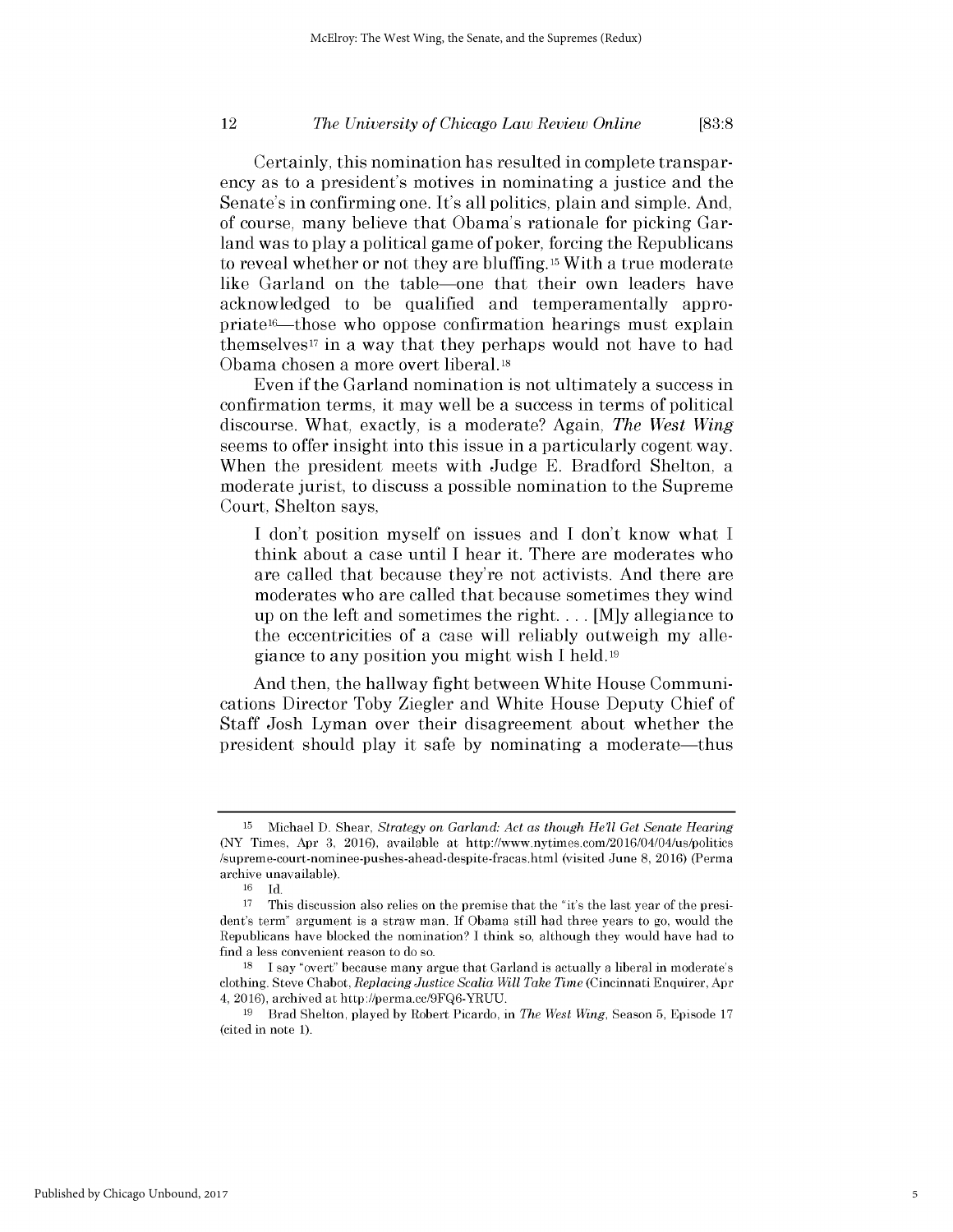Certainly, this nomination has resulted in complete transparency as to a president's motives in nominating a justice and the Senate's in confirming one. It's all politics, plain and simple. And, of course, many believe that Obama's rationale for picking Garland was to play a political game of poker, forcing the Republicans to reveal whether or not they are bluffing.[15] With a true moderate like Garland on the table—one that their own leaders have acknowledged to be qualified and temperamentally appropriate[16]—those who oppose confirmation hearings must explain themselves[17] in a way that they perhaps would not have to had Obama chosen a more overt liberal.[18]

Even if the Garland nomination is not ultimately a success in confirmation terms, it may well be a success in terms of political discourse. What, exactly, is a moderate? Again, *The West Wing* seems to offer insight into this issue in a particularly cogent way. When the president meets with Judge E. Bradford Shelton, a moderate jurist, to discuss a possible nomination to the Supreme Court, Shelton says,

> I don't position myself on issues and I don't know what I think about a case until I hear it. There are moderates who are called that because they're not activists. And there are moderates who are called that because sometimes they wind up on the left and sometimes the right. . . . [M]y allegiance to the eccentricities of a case will reliably outweigh my allegiance to any position you might wish I held.[19]

And then, the hallway fight between White House Communications Director Toby Ziegler and White House Deputy Chief of Staff Josh Lyman over their disagreement about whether the president should play it safe by nominating a moderate—thus

---

15 Michael D. Shear, *Strategy on Garland: Act as though He'll Get Senate Hearing* (NY Times, Apr 3, 2016), available at http://www.nytimes.com/2016/04/04/us/politics/supreme-court-nominee-pushes-ahead-despite-fracas.html (visited June 8, 2016) (Perma archive unavailable).

16 Id.

17 This discussion also relies on the premise that the "it's the last year of the president's term" argument is a straw man. If Obama still had three years to go, would the Republicans have blocked the nomination? I think so, although they would have had to find a less convenient reason to do so.

18 I say "overt" because many argue that Garland is actually a liberal in moderate's clothing. Steve Chabot, *Replacing Justice Scalia Will Take Time* (Cincinnati Enquirer, Apr 4, 2016), archived at http://perma.cc/9FQ6-YRUU.

19 Brad Shelton, played by Robert Picardo, in *The West Wing*, Season 5, Episode 17 (cited in note 1).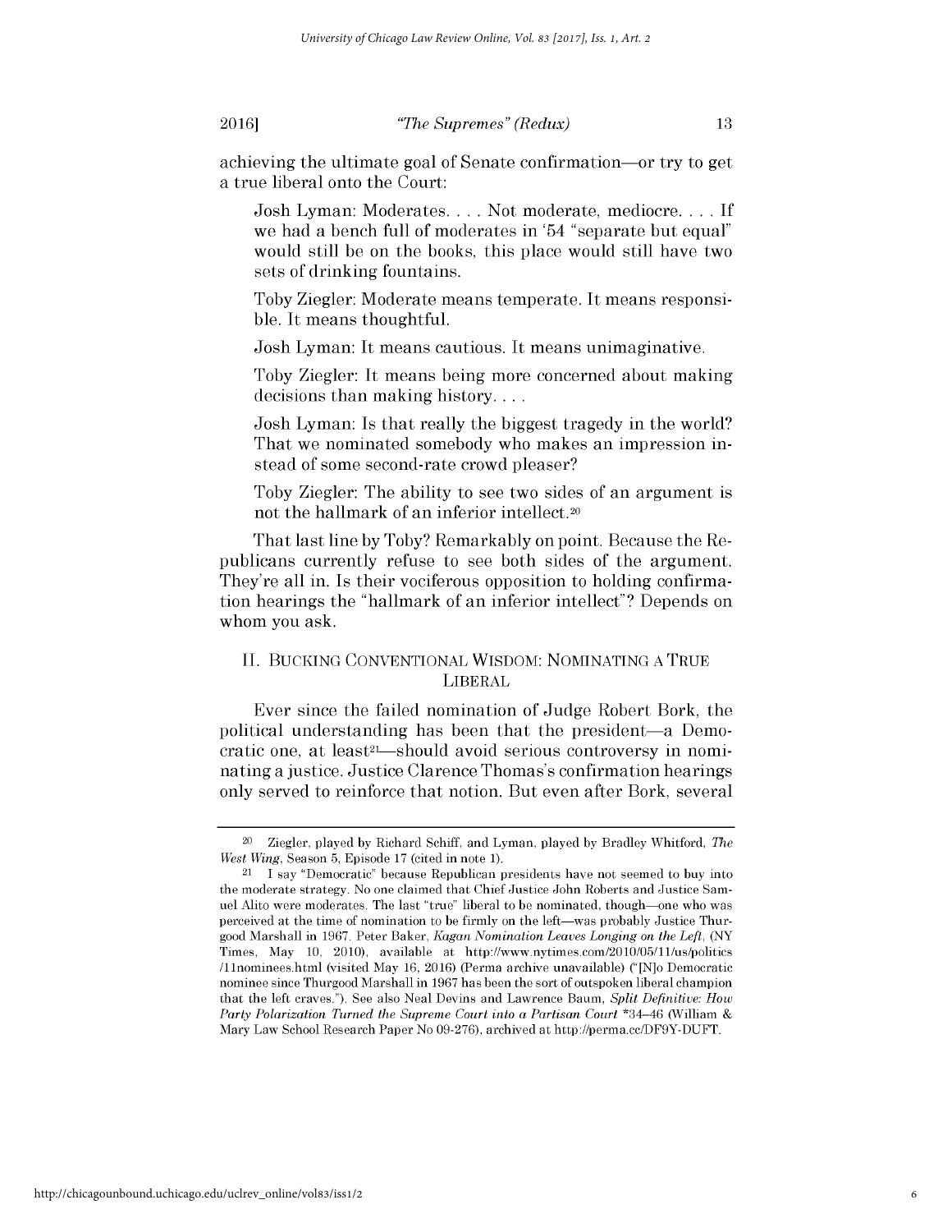achieving the ultimate goal of Senate confirmation—or try to get a true liberal onto the Court:

> Josh Lyman: Moderates. . . . Not moderate, mediocre. . . . If we had a bench full of moderates in '54 "separate but equal" would still be on the books, this place would still have two sets of drinking fountains.
>
> Toby Ziegler: Moderate means temperate. It means responsible. It means thoughtful.
>
> Josh Lyman: It means cautious. It means unimaginative.
>
> Toby Ziegler: It means being more concerned about making decisions than making history. . . .
>
> Josh Lyman: Is that really the biggest tragedy in the world? That we nominated somebody who makes an impression instead of some second-rate crowd pleaser?
>
> Toby Ziegler: The ability to see two sides of an argument is not the hallmark of an inferior intellect.[20]

That last line by Toby? Remarkably on point. Because the Republicans currently refuse to see both sides of the argument. They're all in. Is their vociferous opposition to holding confirmation hearings the "hallmark of an inferior intellect"? Depends on whom you ask.

## II. BUCKING CONVENTIONAL WISDOM: NOMINATING A TRUE LIBERAL

Ever since the failed nomination of Judge Robert Bork, the political understanding has been that the president—a Democratic one, at least[21]—should avoid serious controversy in nominating a justice. Justice Clarence Thomas's confirmation hearings only served to reinforce that notion. But even after Bork, several

---

[20] Ziegler, played by Richard Schiff, and Lyman, played by Bradley Whitford, *The West Wing*, Season 5, Episode 17 (cited in note 1).

[21] I say "Democratic" because Republican presidents have not seemed to buy into the moderate strategy. No one claimed that Chief Justice John Roberts and Justice Samuel Alito were moderates. The last "true" liberal to be nominated, though—one who was perceived at the time of nomination to be firmly on the left—was probably Justice Thurgood Marshall in 1967. Peter Baker, *Kagan Nomination Leaves Longing on the Left*, (NY Times, May 10, 2010), available at http://www.nytimes.com/2010/05/11/us/politics/11nominees.html (visited May 16, 2016) (Perma archive unavailable) ("[N]o Democratic nominee since Thurgood Marshall in 1967 has been the sort of outspoken liberal champion that the left craves."). See also Neal Devins and Lawrence Baum, *Split Definitive: How Party Polarization Turned the Supreme Court into a Partisan Court* *34–46 (William & Mary Law School Research Paper No 09-276), archived at http://perma.cc/DF9Y-DUFT.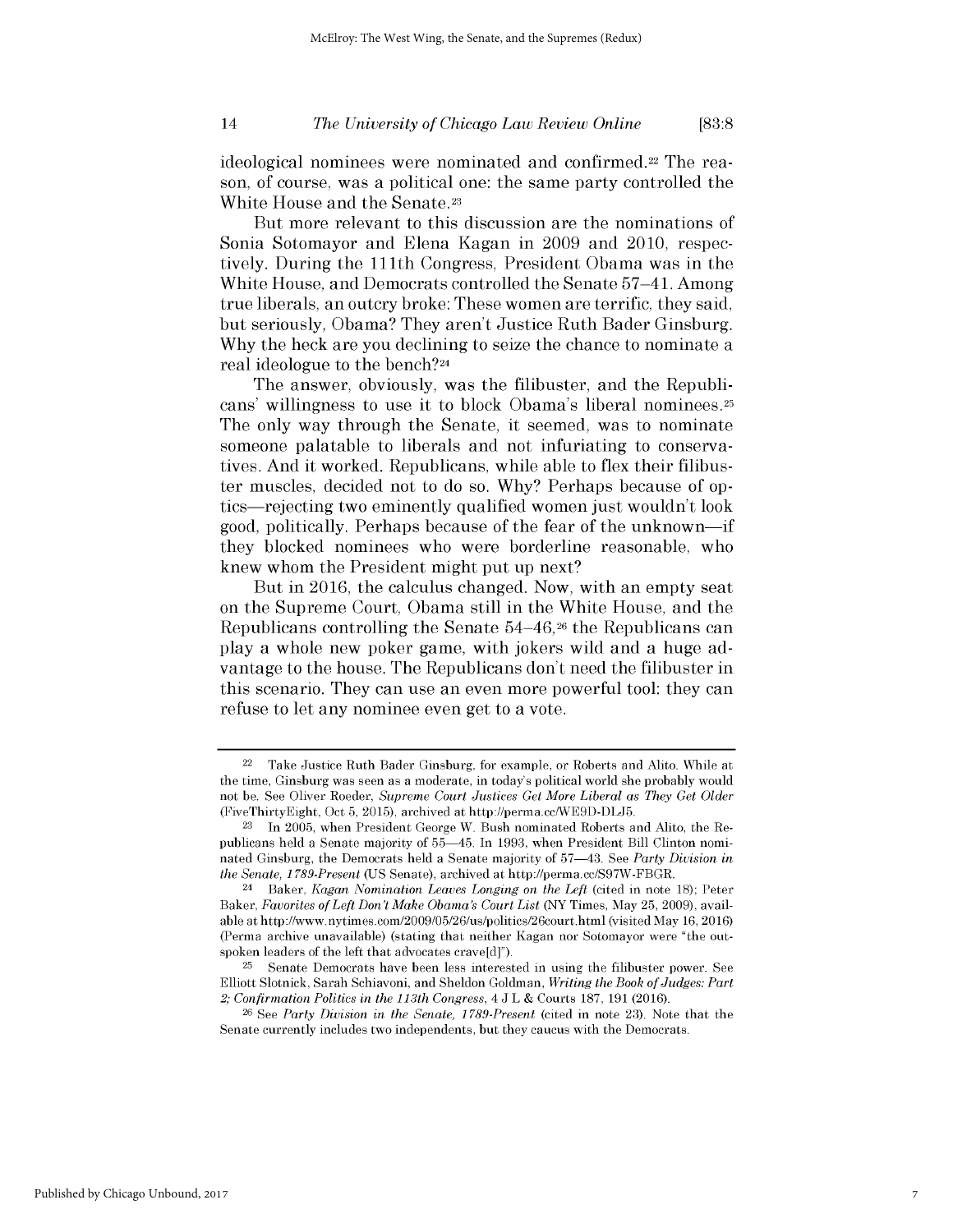ideological nominees were nominated and confirmed.[22] The reason, of course, was a political one: the same party controlled the White House and the Senate.[23]

But more relevant to this discussion are the nominations of Sonia Sotomayor and Elena Kagan in 2009 and 2010, respectively. During the 111th Congress, President Obama was in the White House, and Democrats controlled the Senate 57–41. Among true liberals, an outcry broke: These women are terrific, they said, but seriously, Obama? They aren't Justice Ruth Bader Ginsburg. Why the heck are you declining to seize the chance to nominate a real ideologue to the bench?[24]

The answer, obviously, was the filibuster, and the Republicans' willingness to use it to block Obama's liberal nominees.[25] The only way through the Senate, it seemed, was to nominate someone palatable to liberals and not infuriating to conservatives. And it worked. Republicans, while able to flex their filibuster muscles, decided not to do so. Why? Perhaps because of optics—rejecting two eminently qualified women just wouldn't look good, politically. Perhaps because of the fear of the unknown—if they blocked nominees who were borderline reasonable, who knew whom the President might put up next?

But in 2016, the calculus changed. Now, with an empty seat on the Supreme Court, Obama still in the White House, and the Republicans controlling the Senate 54–46,[26] the Republicans can play a whole new poker game, with jokers wild and a huge advantage to the house. The Republicans don't need the filibuster in this scenario. They can use an even more powerful tool: they can refuse to let any nominee even get to a vote.

---

[22] Take Justice Ruth Bader Ginsburg, for example, or Roberts and Alito. While at the time, Ginsburg was seen as a moderate, in today's political world she probably would not be. See Oliver Roeder, *Supreme Court Justices Get More Liberal as They Get Older* (FiveThirtyEight, Oct 5, 2015), archived at http://perma.cc/WE9D-DLJ5.

[23] In 2005, when President George W. Bush nominated Roberts and Alito, the Republicans held a Senate majority of 55—45. In 1993, when President Bill Clinton nominated Ginsburg, the Democrats held a Senate majority of 57—43. See *Party Division in the Senate, 1789-Present* (US Senate), archived at http://perma.cc/S97W-FBGR.

[24] Baker, *Kagan Nomination Leaves Longing on the Left* (cited in note 18); Peter Baker, *Favorites of Left Don't Make Obama's Court List* (NY Times, May 25, 2009), available at http://www.nytimes.com/2009/05/26/us/politics/26court.html (visited May 16, 2016) (Perma archive unavailable) (stating that neither Kagan nor Sotomayor were "the outspoken leaders of the left that advocates crave[d]").

[25] Senate Democrats have been less interested in using the filibuster power. See Elliott Slotnick, Sarah Schiavoni, and Sheldon Goldman, *Writing the Book of Judges: Part 2; Confirmation Politics in the 113th Congress*, 4 J L & Courts 187, 191 (2016).

[26] See *Party Division in the Senate, 1789-Present* (cited in note 23). Note that the Senate currently includes two independents, but they caucus with the Democrats.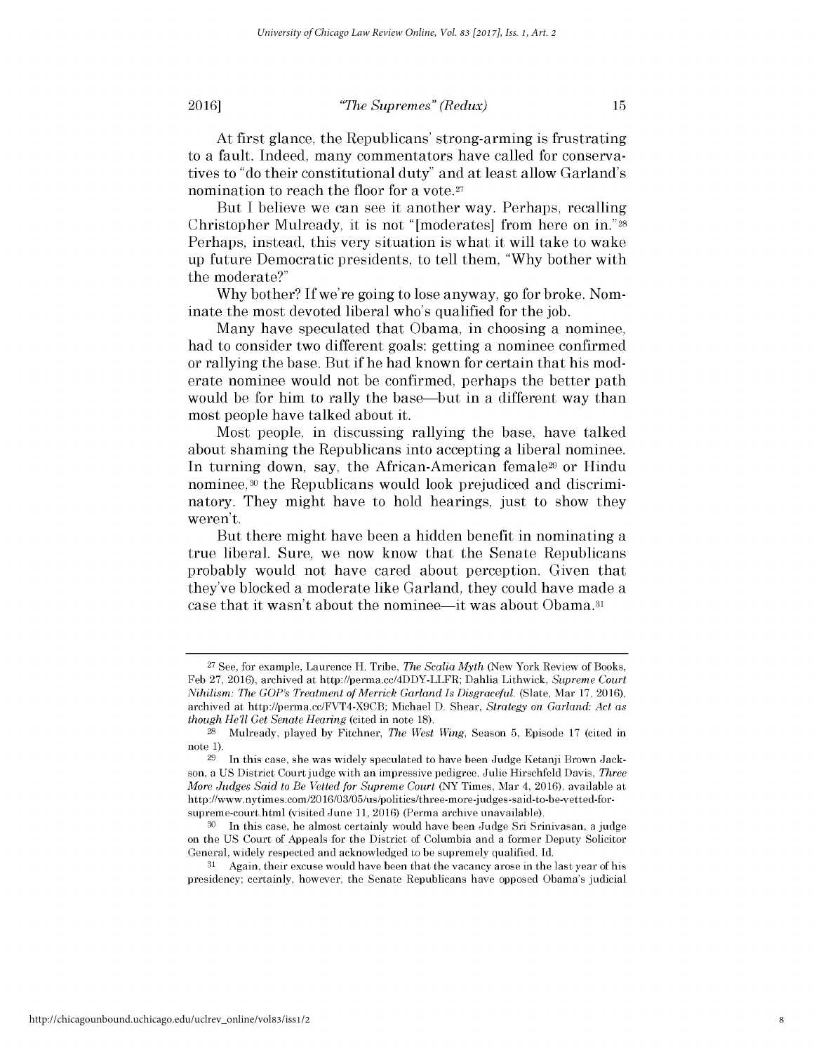At first glance, the Republicans' strong-arming is frustrating to a fault. Indeed, many commentators have called for conservatives to "do their constitutional duty" and at least allow Garland's nomination to reach the floor for a vote.[27]

But I believe we can see it another way. Perhaps, recalling Christopher Mulready, it is not "[moderates] from here on in."[28] Perhaps, instead, this very situation is what it will take to wake up future Democratic presidents, to tell them, "Why bother with the moderate?"

Why bother? If we're going to lose anyway, go for broke. Nominate the most devoted liberal who's qualified for the job.

Many have speculated that Obama, in choosing a nominee, had to consider two different goals: getting a nominee confirmed or rallying the base. But if he had known for certain that his moderate nominee would not be confirmed, perhaps the better path would be for him to rally the base—but in a different way than most people have talked about it.

Most people, in discussing rallying the base, have talked about shaming the Republicans into accepting a liberal nominee. In turning down, say, the African-American female[29] or Hindu nominee,[30] the Republicans would look prejudiced and discriminatory. They might have to hold hearings, just to show they weren't.

But there might have been a hidden benefit in nominating a true liberal. Sure, we now know that the Senate Republicans probably would not have cared about perception. Given that they've blocked a moderate like Garland, they could have made a case that it wasn't about the nominee—it was about Obama.[31]

---

[27] See, for example, Laurence H. Tribe, *The Scalia Myth* (New York Review of Books, Feb 27, 2016), archived at http://perma.cc/4DDY-LLFR; Dahlia Lithwick, *Supreme Court Nihilism: The GOP's Treatment of Merrick Garland Is Disgraceful.* (Slate, Mar 17, 2016), archived at http://perma.cc/FVT4-X9CB; Michael D. Shear, *Strategy on Garland: Act as though He'll Get Senate Hearing* (cited in note 18).

[28] Mulready, played by Fitchner, *The West Wing*, Season 5, Episode 17 (cited in note 1).

[29] In this case, she was widely speculated to have been Judge Ketanji Brown Jackson, a US District Court judge with an impressive pedigree. Julie Hirschfeld Davis, *Three More Judges Said to Be Vetted for Supreme Court* (NY Times, Mar 4, 2016), available at http://www.nytimes.com/2016/03/05/us/politics/three-more-judges-said-to-be-vetted-for-supreme-court.html (visited June 11, 2016) (Perma archive unavailable).

[30] In this case, he almost certainly would have been Judge Sri Srinivasan, a judge on the US Court of Appeals for the District of Columbia and a former Deputy Solicitor General, widely respected and acknowledged to be supremely qualified. Id.

[31] Again, their excuse would have been that the vacancy arose in the last year of his presidency; certainly, however, the Senate Republicans have opposed Obama's judicial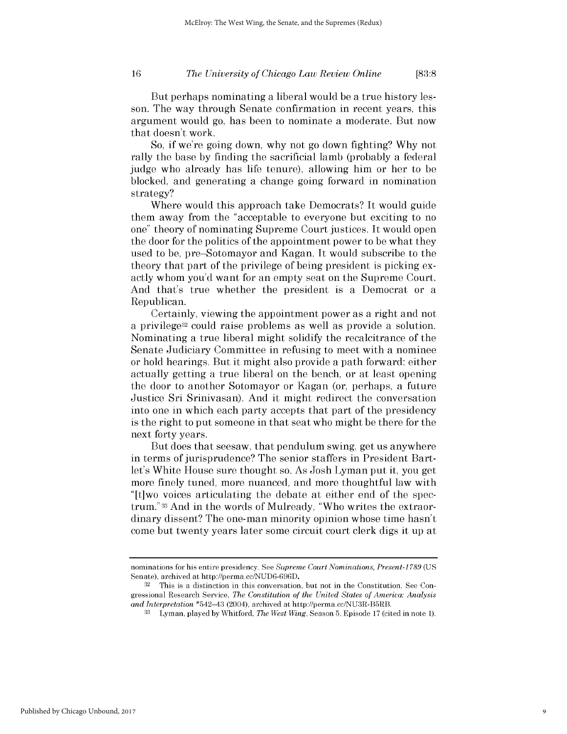But perhaps nominating a liberal would be a true history lesson. The way through Senate confirmation in recent years, this argument would go, has been to nominate a moderate. But now that doesn't work.

So, if we're going down, why not go down fighting? Why not rally the base by finding the sacrificial lamb (probably a federal judge who already has life tenure), allowing him or her to be blocked, and generating a change going forward in nomination strategy?

Where would this approach take Democrats? It would guide them away from the "acceptable to everyone but exciting to no one" theory of nominating Supreme Court justices. It would open the door for the politics of the appointment power to be what they used to be, pre–Sotomayor and Kagan. It would subscribe to the theory that part of the privilege of being president is picking exactly whom you'd want for an empty seat on the Supreme Court. And that's true whether the president is a Democrat or a Republican.

Certainly, viewing the appointment power as a right and not a privilege[32] could raise problems as well as provide a solution. Nominating a true liberal might solidify the recalcitrance of the Senate Judiciary Committee in refusing to meet with a nominee or hold hearings. But it might also provide a path forward: either actually getting a true liberal on the bench, or at least opening the door to another Sotomayor or Kagan (or, perhaps, a future Justice Sri Srinivasan). And it might redirect the conversation into one in which each party accepts that part of the presidency is the right to put someone in that seat who might be there for the next forty years.

But does that seesaw, that pendulum swing, get us anywhere in terms of jurisprudence? The senior staffers in President Bartlet's White House sure thought so. As Josh Lyman put it, you get more finely tuned, more nuanced, and more thoughtful law with "[t]wo voices articulating the debate at either end of the spectrum."[33] And in the words of Mulready, "Who writes the extraordinary dissent? The one-man minority opinion whose time hasn't come but twenty years later some circuit court clerk digs it up at

---

nominations for his entire presidency. See *Supreme Court Nominations, Present-1789* (US Senate), archived at http://perma.cc/NUD6-696D.

[32] This is a distinction in this conversation, but not in the Constitution. See Congressional Research Service, *The Constitution of the United States of America: Analysis and Interpretation* *542–43 (2004), archived at http://perma.cc/NU3R-B5RB.

[33] Lyman, played by Whitford, *The West Wing*, Season 5, Episode 17 (cited in note 1).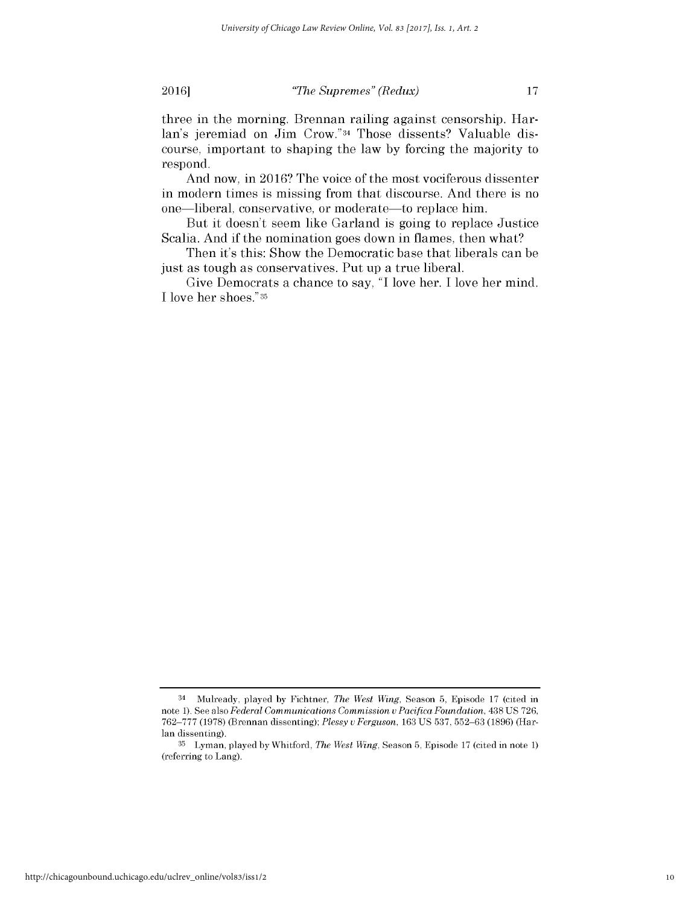three in the morning. Brennan railing against censorship. Harlan's jeremiad on Jim Crow."[34] Those dissents? Valuable discourse, important to shaping the law by forcing the majority to respond.

And now, in 2016? The voice of the most vociferous dissenter in modern times is missing from that discourse. And there is no one—liberal, conservative, or moderate—to replace him.

But it doesn't seem like Garland is going to replace Justice Scalia. And if the nomination goes down in flames, then what?

Then it's this: Show the Democratic base that liberals can be just as tough as conservatives. Put up a true liberal.

Give Democrats a chance to say, "I love her. I love her mind. I love her shoes."[35]

---

[34] Mulready, played by Fichtner, *The West Wing*, Season 5, Episode 17 (cited in note 1). See also *Federal Communications Commission v Pacifica Foundation*, 438 US 726, 762–777 (1978) (Brennan dissenting); *Plessy v Ferguson*, 163 US 537, 552–63 (1896) (Harlan dissenting).

[35] Lyman, played by Whitford, *The West Wing*, Season 5, Episode 17 (cited in note 1) (referring to Lang).